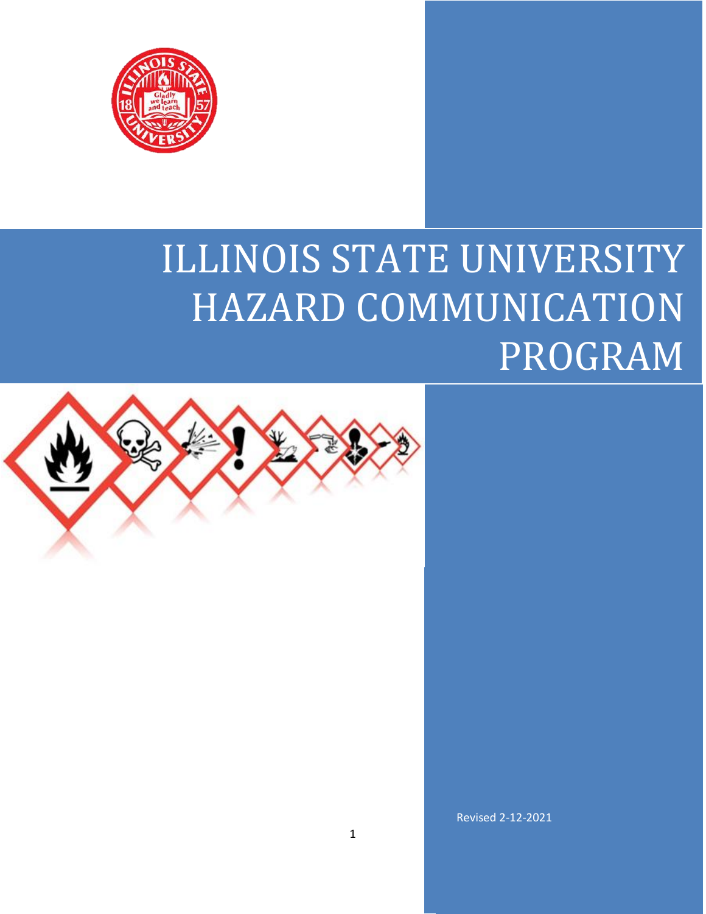# ILLINOIS STATE UNIVERSITY HAZARD COMMUNICATION PROGRAM

Revised 2-12-2021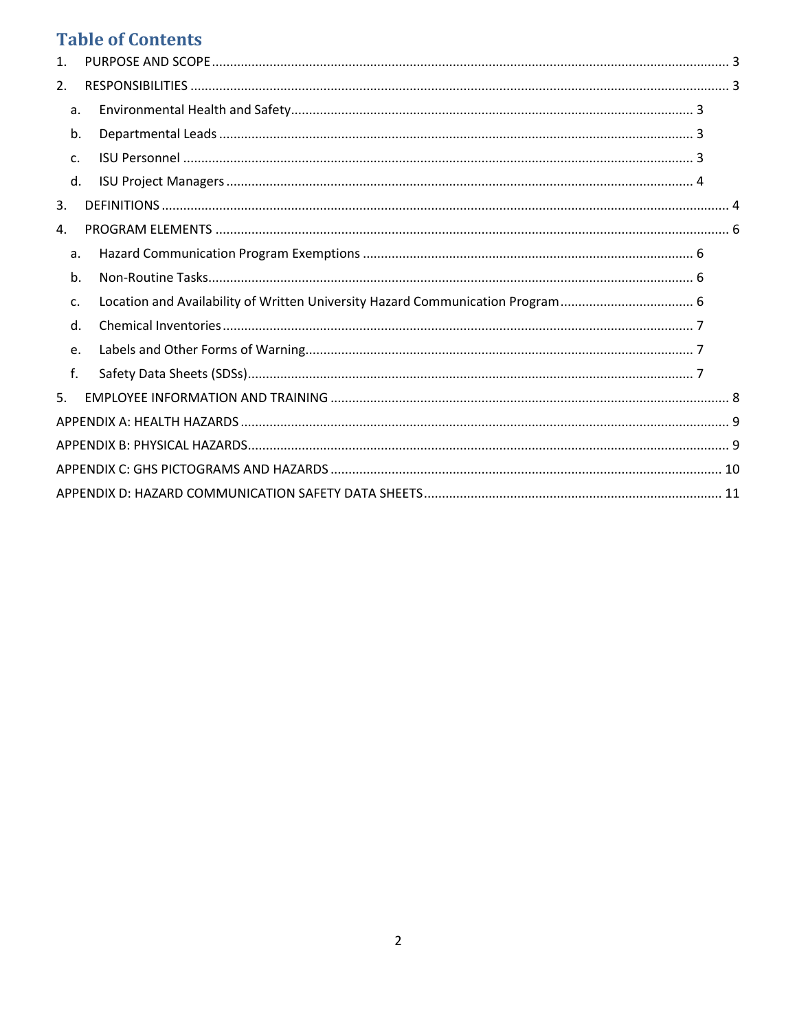## Table of Contents

1. PURPOSE AND SCOPE ..... 3
2. RESPONSIBILITIES ..... 3
   a. Environmental Health and Safety ..... 3
   b. Departmental Leads ..... 3
   c. ISU Personnel ..... 3
   d. ISU Project Managers ..... 4
3. DEFINITIONS ..... 4
4. PROGRAM ELEMENTS ..... 6
   a. Hazard Communication Program Exemptions ..... 6
   b. Non-Routine Tasks ..... 6
   c. Location and Availability of Written University Hazard Communication Program ..... 6
   d. Chemical Inventories ..... 7
   e. Labels and Other Forms of Warning ..... 7
   f. Safety Data Sheets (SDSs) ..... 7
5. EMPLOYEE INFORMATION AND TRAINING ..... 8

APPENDIX A: HEALTH HAZARDS ..... 9

APPENDIX B: PHYSICAL HAZARDS ..... 9

APPENDIX C: GHS PICTOGRAMS AND HAZARDS ..... 10

APPENDIX D: HAZARD COMMUNICATION SAFETY DATA SHEETS ..... 11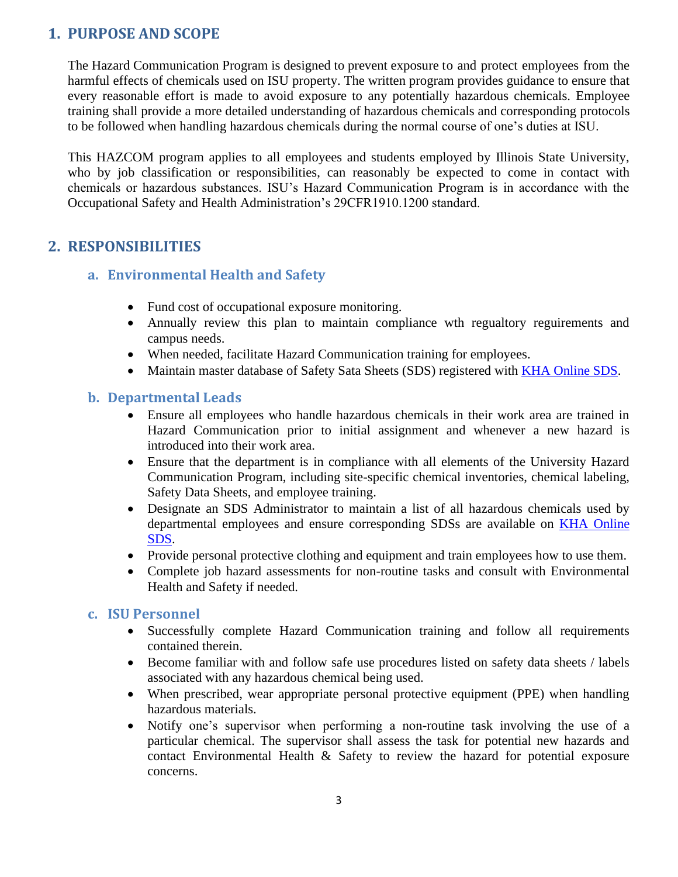## 1. PURPOSE AND SCOPE

The Hazard Communication Program is designed to prevent exposure to and protect employees from the harmful effects of chemicals used on ISU property. The written program provides guidance to ensure that every reasonable effort is made to avoid exposure to any potentially hazardous chemicals. Employee training shall provide a more detailed understanding of hazardous chemicals and corresponding protocols to be followed when handling hazardous chemicals during the normal course of one's duties at ISU.

This HAZCOM program applies to all employees and students employed by Illinois State University, who by job classification or responsibilities, can reasonably be expected to come in contact with chemicals or hazardous substances. ISU's Hazard Communication Program is in accordance with the Occupational Safety and Health Administration's 29CFR1910.1200 standard.

## 2. RESPONSIBILITIES

### a. Environmental Health and Safety

- Fund cost of occupational exposure monitoring.
- Annually review this plan to maintain compliance wth regualtory reguirements and campus needs.
- When needed, facilitate Hazard Communication training for employees.
- Maintain master database of Safety Sata Sheets (SDS) registered with [KHA Online SDS](KHA Online SDS).

### b. Departmental Leads

- Ensure all employees who handle hazardous chemicals in their work area are trained in Hazard Communication prior to initial assignment and whenever a new hazard is introduced into their work area.
- Ensure that the department is in compliance with all elements of the University Hazard Communication Program, including site-specific chemical inventories, chemical labeling, Safety Data Sheets, and employee training.
- Designate an SDS Administrator to maintain a list of all hazardous chemicals used by departmental employees and ensure corresponding SDSs are available on [KHA Online SDS](KHA Online SDS).
- Provide personal protective clothing and equipment and train employees how to use them.
- Complete job hazard assessments for non-routine tasks and consult with Environmental Health and Safety if needed.

### c. ISU Personnel

- Successfully complete Hazard Communication training and follow all requirements contained therein.
- Become familiar with and follow safe use procedures listed on safety data sheets / labels associated with any hazardous chemical being used.
- When prescribed, wear appropriate personal protective equipment (PPE) when handling hazardous materials.
- Notify one's supervisor when performing a non-routine task involving the use of a particular chemical. The supervisor shall assess the task for potential new hazards and contact Environmental Health & Safety to review the hazard for potential exposure concerns.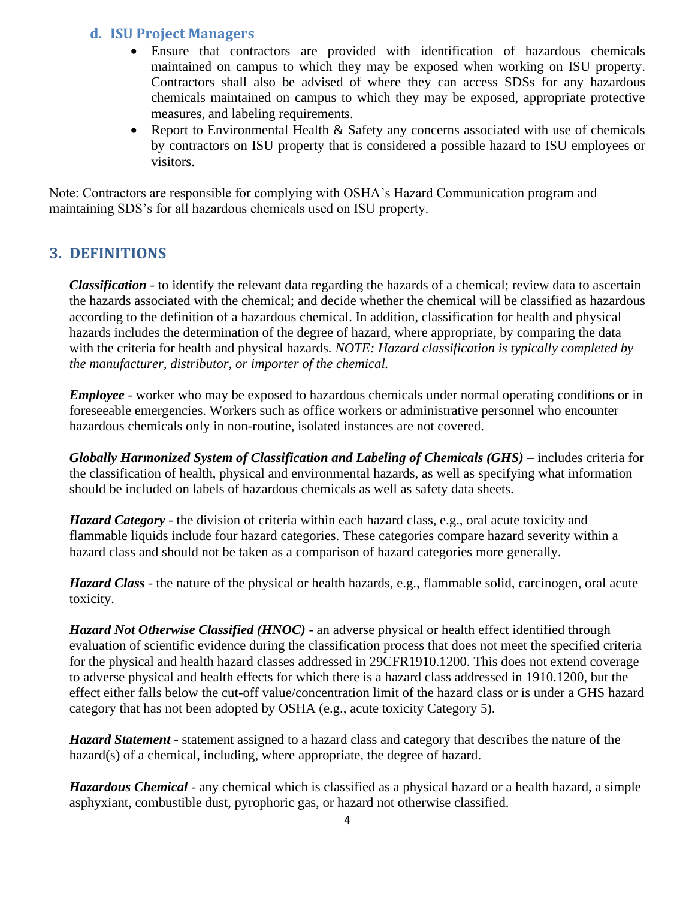### d. ISU Project Managers

- Ensure that contractors are provided with identification of hazardous chemicals maintained on campus to which they may be exposed when working on ISU property. Contractors shall also be advised of where they can access SDSs for any hazardous chemicals maintained on campus to which they may be exposed, appropriate protective measures, and labeling requirements.
- Report to Environmental Health & Safety any concerns associated with use of chemicals by contractors on ISU property that is considered a possible hazard to ISU employees or visitors.

Note: Contractors are responsible for complying with OSHA's Hazard Communication program and maintaining SDS's for all hazardous chemicals used on ISU property.

## 3. DEFINITIONS

***Classification*** - to identify the relevant data regarding the hazards of a chemical; review data to ascertain the hazards associated with the chemical; and decide whether the chemical will be classified as hazardous according to the definition of a hazardous chemical. In addition, classification for health and physical hazards includes the determination of the degree of hazard, where appropriate, by comparing the data with the criteria for health and physical hazards. *NOTE: Hazard classification is typically completed by the manufacturer, distributor, or importer of the chemical.*

***Employee*** - worker who may be exposed to hazardous chemicals under normal operating conditions or in foreseeable emergencies. Workers such as office workers or administrative personnel who encounter hazardous chemicals only in non-routine, isolated instances are not covered.

***Globally Harmonized System of Classification and Labeling of Chemicals (GHS)*** – includes criteria for the classification of health, physical and environmental hazards, as well as specifying what information should be included on labels of hazardous chemicals as well as safety data sheets.

***Hazard Category*** - the division of criteria within each hazard class, e.g., oral acute toxicity and flammable liquids include four hazard categories. These categories compare hazard severity within a hazard class and should not be taken as a comparison of hazard categories more generally.

***Hazard Class*** - the nature of the physical or health hazards, e.g., flammable solid, carcinogen, oral acute toxicity.

***Hazard Not Otherwise Classified (HNOC)*** - an adverse physical or health effect identified through evaluation of scientific evidence during the classification process that does not meet the specified criteria for the physical and health hazard classes addressed in 29CFR1910.1200. This does not extend coverage to adverse physical and health effects for which there is a hazard class addressed in 1910.1200, but the effect either falls below the cut-off value/concentration limit of the hazard class or is under a GHS hazard category that has not been adopted by OSHA (e.g., acute toxicity Category 5).

***Hazard Statement*** - statement assigned to a hazard class and category that describes the nature of the hazard(s) of a chemical, including, where appropriate, the degree of hazard.

***Hazardous Chemical*** - any chemical which is classified as a physical hazard or a health hazard, a simple asphyxiant, combustible dust, pyrophoric gas, or hazard not otherwise classified.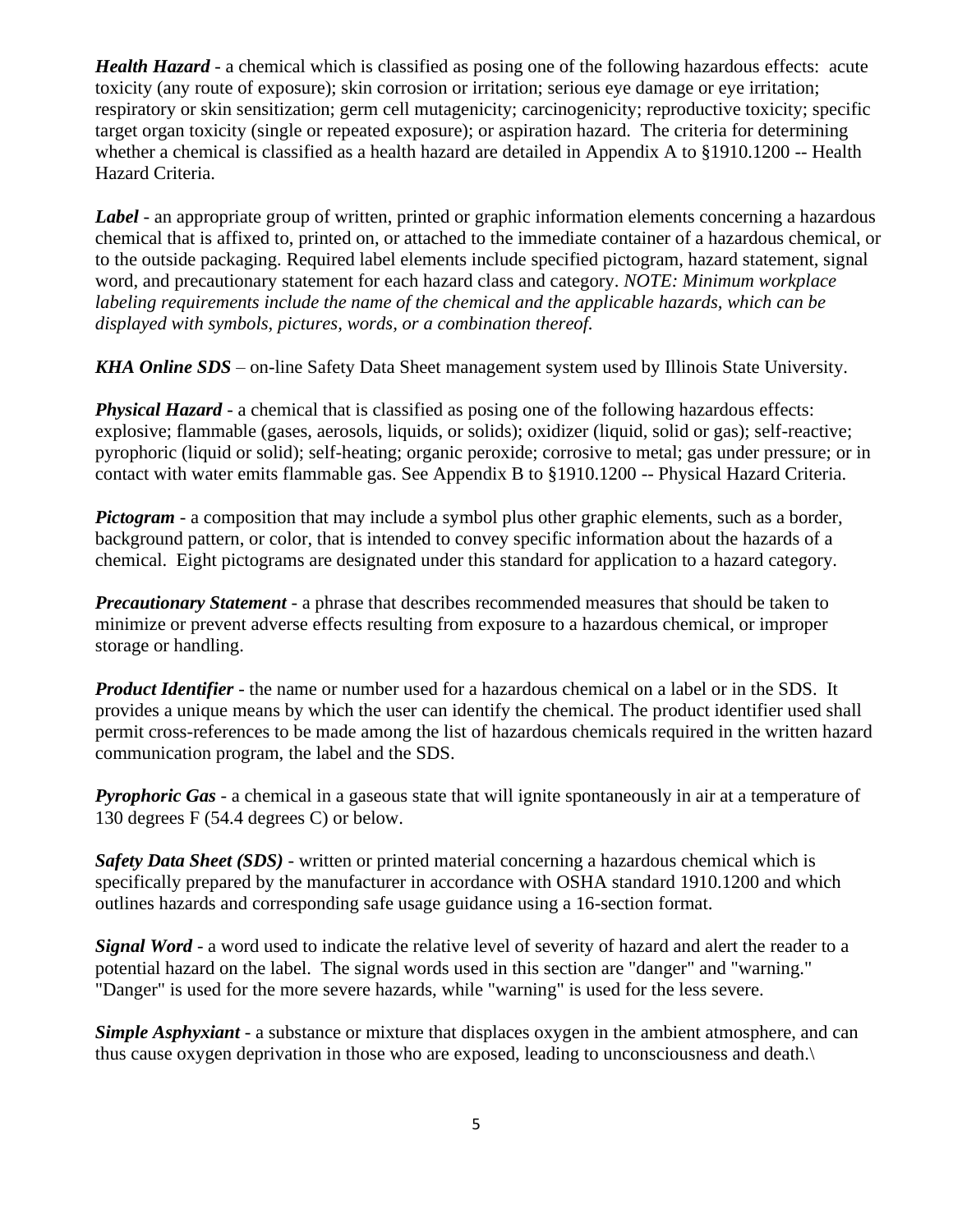***Health Hazard*** - a chemical which is classified as posing one of the following hazardous effects: acute toxicity (any route of exposure); skin corrosion or irritation; serious eye damage or eye irritation; respiratory or skin sensitization; germ cell mutagenicity; carcinogenicity; reproductive toxicity; specific target organ toxicity (single or repeated exposure); or aspiration hazard. The criteria for determining whether a chemical is classified as a health hazard are detailed in Appendix A to §1910.1200 -- Health Hazard Criteria.

***Label*** - an appropriate group of written, printed or graphic information elements concerning a hazardous chemical that is affixed to, printed on, or attached to the immediate container of a hazardous chemical, or to the outside packaging. Required label elements include specified pictogram, hazard statement, signal word, and precautionary statement for each hazard class and category. *NOTE: Minimum workplace labeling requirements include the name of the chemical and the applicable hazards, which can be displayed with symbols, pictures, words, or a combination thereof.*

***KHA Online SDS*** – on-line Safety Data Sheet management system used by Illinois State University.

***Physical Hazard*** - a chemical that is classified as posing one of the following hazardous effects: explosive; flammable (gases, aerosols, liquids, or solids); oxidizer (liquid, solid or gas); self-reactive; pyrophoric (liquid or solid); self-heating; organic peroxide; corrosive to metal; gas under pressure; or in contact with water emits flammable gas. See Appendix B to §1910.1200 -- Physical Hazard Criteria.

***Pictogram*** - a composition that may include a symbol plus other graphic elements, such as a border, background pattern, or color, that is intended to convey specific information about the hazards of a chemical. Eight pictograms are designated under this standard for application to a hazard category.

***Precautionary Statement*** - a phrase that describes recommended measures that should be taken to minimize or prevent adverse effects resulting from exposure to a hazardous chemical, or improper storage or handling.

***Product Identifier*** - the name or number used for a hazardous chemical on a label or in the SDS. It provides a unique means by which the user can identify the chemical. The product identifier used shall permit cross-references to be made among the list of hazardous chemicals required in the written hazard communication program, the label and the SDS.

***Pyrophoric Gas*** - a chemical in a gaseous state that will ignite spontaneously in air at a temperature of 130 degrees F (54.4 degrees C) or below.

***Safety Data Sheet (SDS)*** - written or printed material concerning a hazardous chemical which is specifically prepared by the manufacturer in accordance with OSHA standard 1910.1200 and which outlines hazards and corresponding safe usage guidance using a 16-section format.

***Signal Word*** - a word used to indicate the relative level of severity of hazard and alert the reader to a potential hazard on the label. The signal words used in this section are "danger" and "warning." "Danger" is used for the more severe hazards, while "warning" is used for the less severe.

***Simple Asphyxiant*** - a substance or mixture that displaces oxygen in the ambient atmosphere, and can thus cause oxygen deprivation in those who are exposed, leading to unconsciousness and death.\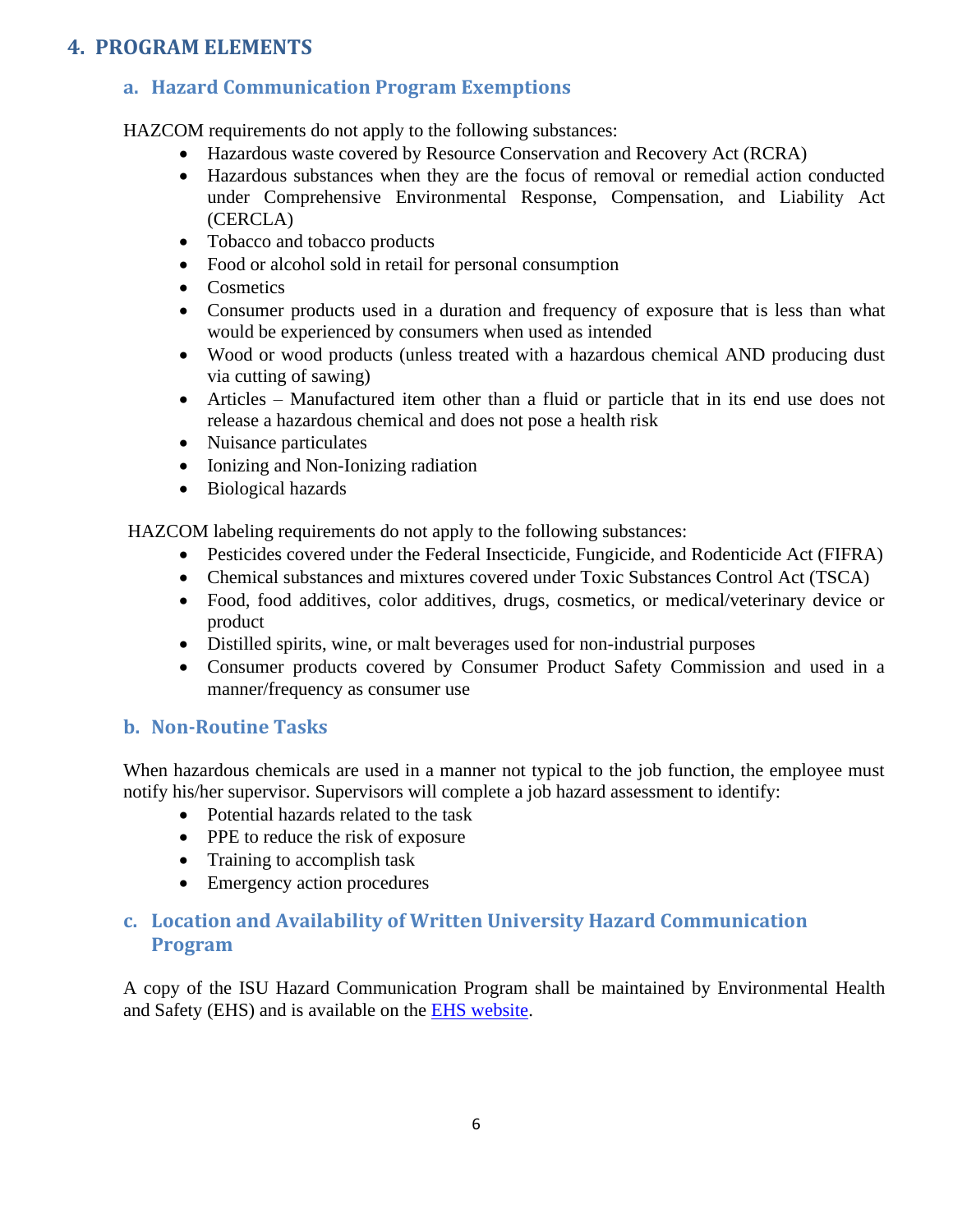## 4. PROGRAM ELEMENTS

### a. Hazard Communication Program Exemptions

HAZCOM requirements do not apply to the following substances:

- Hazardous waste covered by Resource Conservation and Recovery Act (RCRA)
- Hazardous substances when they are the focus of removal or remedial action conducted under Comprehensive Environmental Response, Compensation, and Liability Act (CERCLA)
- Tobacco and tobacco products
- Food or alcohol sold in retail for personal consumption
- Cosmetics
- Consumer products used in a duration and frequency of exposure that is less than what would be experienced by consumers when used as intended
- Wood or wood products (unless treated with a hazardous chemical AND producing dust via cutting of sawing)
- Articles – Manufactured item other than a fluid or particle that in its end use does not release a hazardous chemical and does not pose a health risk
- Nuisance particulates
- Ionizing and Non-Ionizing radiation
- Biological hazards

HAZCOM labeling requirements do not apply to the following substances:

- Pesticides covered under the Federal Insecticide, Fungicide, and Rodenticide Act (FIFRA)
- Chemical substances and mixtures covered under Toxic Substances Control Act (TSCA)
- Food, food additives, color additives, drugs, cosmetics, or medical/veterinary device or product
- Distilled spirits, wine, or malt beverages used for non-industrial purposes
- Consumer products covered by Consumer Product Safety Commission and used in a manner/frequency as consumer use

### b. Non-Routine Tasks

When hazardous chemicals are used in a manner not typical to the job function, the employee must notify his/her supervisor. Supervisors will complete a job hazard assessment to identify:

- Potential hazards related to the task
- PPE to reduce the risk of exposure
- Training to accomplish task
- Emergency action procedures

### c. Location and Availability of Written University Hazard Communication Program

A copy of the ISU Hazard Communication Program shall be maintained by Environmental Health and Safety (EHS) and is available on the EHS website.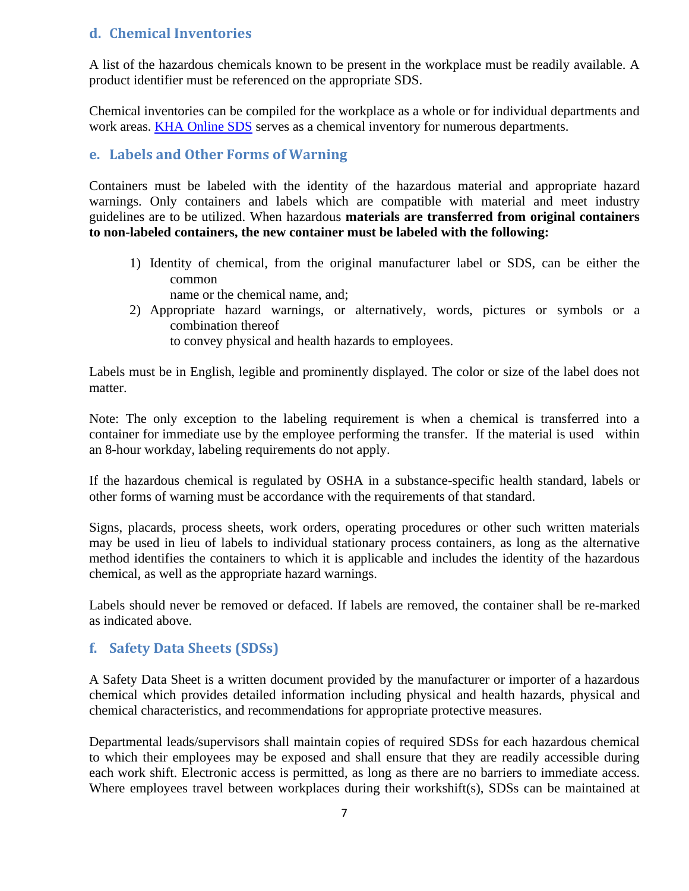### d. Chemical Inventories

A list of the hazardous chemicals known to be present in the workplace must be readily available. A product identifier must be referenced on the appropriate SDS.

Chemical inventories can be compiled for the workplace as a whole or for individual departments and work areas. KHA Online SDS serves as a chemical inventory for numerous departments.

### e. Labels and Other Forms of Warning

Containers must be labeled with the identity of the hazardous material and appropriate hazard warnings. Only containers and labels which are compatible with material and meet industry guidelines are to be utilized. When hazardous **materials are transferred from original containers to non-labeled containers, the new container must be labeled with the following:**

1) Identity of chemical, from the original manufacturer label or SDS, can be either the common name or the chemical name, and;
2) Appropriate hazard warnings, or alternatively, words, pictures or symbols or a combination thereof to convey physical and health hazards to employees.

Labels must be in English, legible and prominently displayed. The color or size of the label does not matter.

Note: The only exception to the labeling requirement is when a chemical is transferred into a container for immediate use by the employee performing the transfer. If the material is used within an 8-hour workday, labeling requirements do not apply.

If the hazardous chemical is regulated by OSHA in a substance-specific health standard, labels or other forms of warning must be accordance with the requirements of that standard.

Signs, placards, process sheets, work orders, operating procedures or other such written materials may be used in lieu of labels to individual stationary process containers, as long as the alternative method identifies the containers to which it is applicable and includes the identity of the hazardous chemical, as well as the appropriate hazard warnings.

Labels should never be removed or defaced. If labels are removed, the container shall be re-marked as indicated above.

### f. Safety Data Sheets (SDSs)

A Safety Data Sheet is a written document provided by the manufacturer or importer of a hazardous chemical which provides detailed information including physical and health hazards, physical and chemical characteristics, and recommendations for appropriate protective measures.

Departmental leads/supervisors shall maintain copies of required SDSs for each hazardous chemical to which their employees may be exposed and shall ensure that they are readily accessible during each work shift. Electronic access is permitted, as long as there are no barriers to immediate access. Where employees travel between workplaces during their workshift(s), SDSs can be maintained at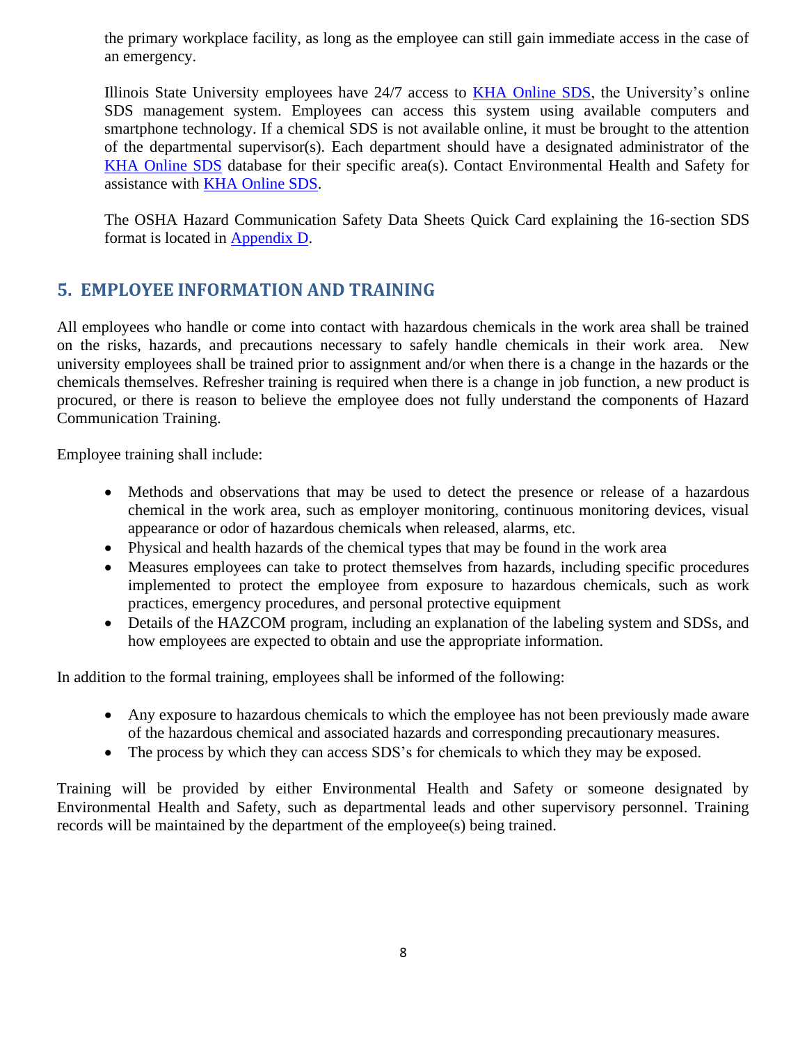the primary workplace facility, as long as the employee can still gain immediate access in the case of an emergency.

Illinois State University employees have 24/7 access to KHA Online SDS, the University's online SDS management system. Employees can access this system using available computers and smartphone technology. If a chemical SDS is not available online, it must be brought to the attention of the departmental supervisor(s). Each department should have a designated administrator of the KHA Online SDS database for their specific area(s). Contact Environmental Health and Safety for assistance with KHA Online SDS.

The OSHA Hazard Communication Safety Data Sheets Quick Card explaining the 16-section SDS format is located in Appendix D.

## 5. EMPLOYEE INFORMATION AND TRAINING

All employees who handle or come into contact with hazardous chemicals in the work area shall be trained on the risks, hazards, and precautions necessary to safely handle chemicals in their work area. New university employees shall be trained prior to assignment and/or when there is a change in the hazards or the chemicals themselves. Refresher training is required when there is a change in job function, a new product is procured, or there is reason to believe the employee does not fully understand the components of Hazard Communication Training.

Employee training shall include:

- Methods and observations that may be used to detect the presence or release of a hazardous chemical in the work area, such as employer monitoring, continuous monitoring devices, visual appearance or odor of hazardous chemicals when released, alarms, etc.
- Physical and health hazards of the chemical types that may be found in the work area
- Measures employees can take to protect themselves from hazards, including specific procedures implemented to protect the employee from exposure to hazardous chemicals, such as work practices, emergency procedures, and personal protective equipment
- Details of the HAZCOM program, including an explanation of the labeling system and SDSs, and how employees are expected to obtain and use the appropriate information.

In addition to the formal training, employees shall be informed of the following:

- Any exposure to hazardous chemicals to which the employee has not been previously made aware of the hazardous chemical and associated hazards and corresponding precautionary measures.
- The process by which they can access SDS's for chemicals to which they may be exposed.

Training will be provided by either Environmental Health and Safety or someone designated by Environmental Health and Safety, such as departmental leads and other supervisory personnel. Training records will be maintained by the department of the employee(s) being trained.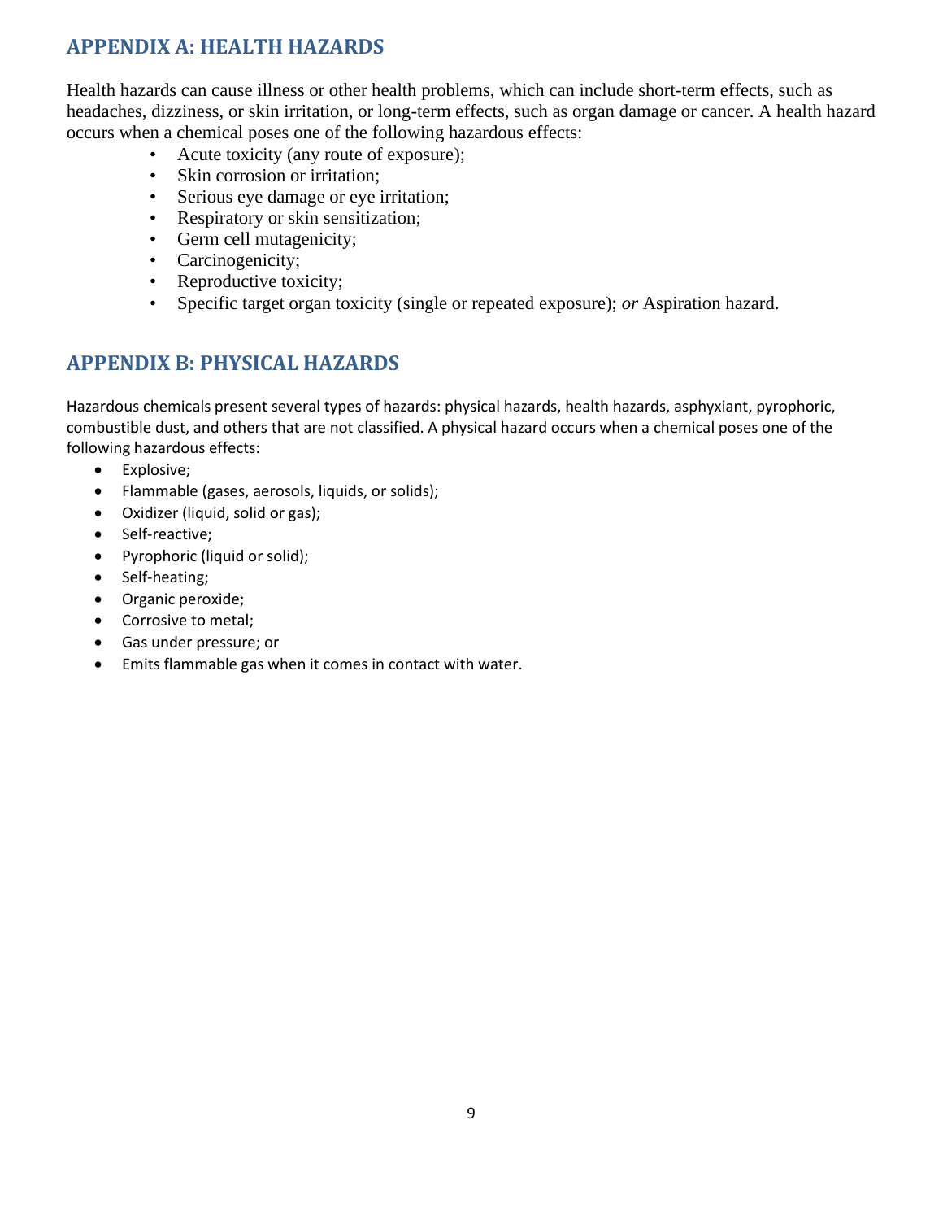## APPENDIX A: HEALTH HAZARDS

Health hazards can cause illness or other health problems, which can include short-term effects, such as headaches, dizziness, or skin irritation, or long-term effects, such as organ damage or cancer. A health hazard occurs when a chemical poses one of the following hazardous effects:

- Acute toxicity (any route of exposure);
- Skin corrosion or irritation;
- Serious eye damage or eye irritation;
- Respiratory or skin sensitization;
- Germ cell mutagenicity;
- Carcinogenicity;
- Reproductive toxicity;
- Specific target organ toxicity (single or repeated exposure); *or* Aspiration hazard.

## APPENDIX B: PHYSICAL HAZARDS

Hazardous chemicals present several types of hazards: physical hazards, health hazards, asphyxiant, pyrophoric, combustible dust, and others that are not classified. A physical hazard occurs when a chemical poses one of the following hazardous effects:

- Explosive;
- Flammable (gases, aerosols, liquids, or solids);
- Oxidizer (liquid, solid or gas);
- Self-reactive;
- Pyrophoric (liquid or solid);
- Self-heating;
- Organic peroxide;
- Corrosive to metal;
- Gas under pressure; or
- Emits flammable gas when it comes in contact with water.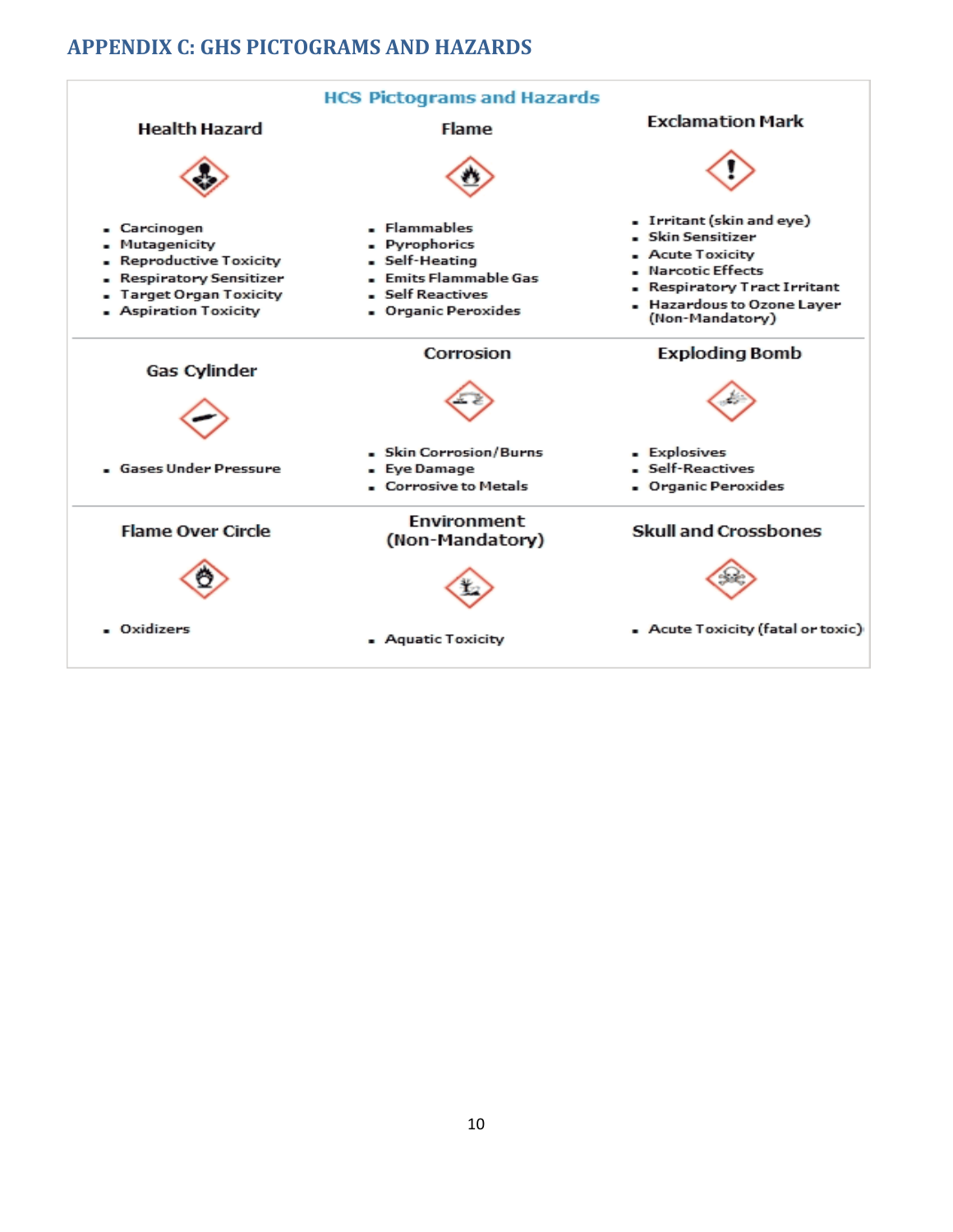## APPENDIX C: GHS PICTOGRAMS AND HAZARDS

### HCS Pictograms and Hazards

**Health Hazard**

- Carcinogen
- Mutagenicity
- Reproductive Toxicity
- Respiratory Sensitizer
- Target Organ Toxicity
- Aspiration Toxicity

**Flame**

- Flammables
- Pyrophorics
- Self-Heating
- Emits Flammable Gas
- Self Reactives
- Organic Peroxides

**Exclamation Mark**

- Irritant (skin and eye)
- Skin Sensitizer
- Acute Toxicity
- Narcotic Effects
- Respiratory Tract Irritant
- Hazardous to Ozone Layer (Non-Mandatory)

**Gas Cylinder**

- Gases Under Pressure

**Corrosion**

- Skin Corrosion/Burns
- Eye Damage
- Corrosive to Metals

**Exploding Bomb**

- Explosives
- Self-Reactives
- Organic Peroxides

**Flame Over Circle**

- Oxidizers

**Environment (Non-Mandatory)**

- Aquatic Toxicity

**Skull and Crossbones**

- Acute Toxicity (fatal or toxic)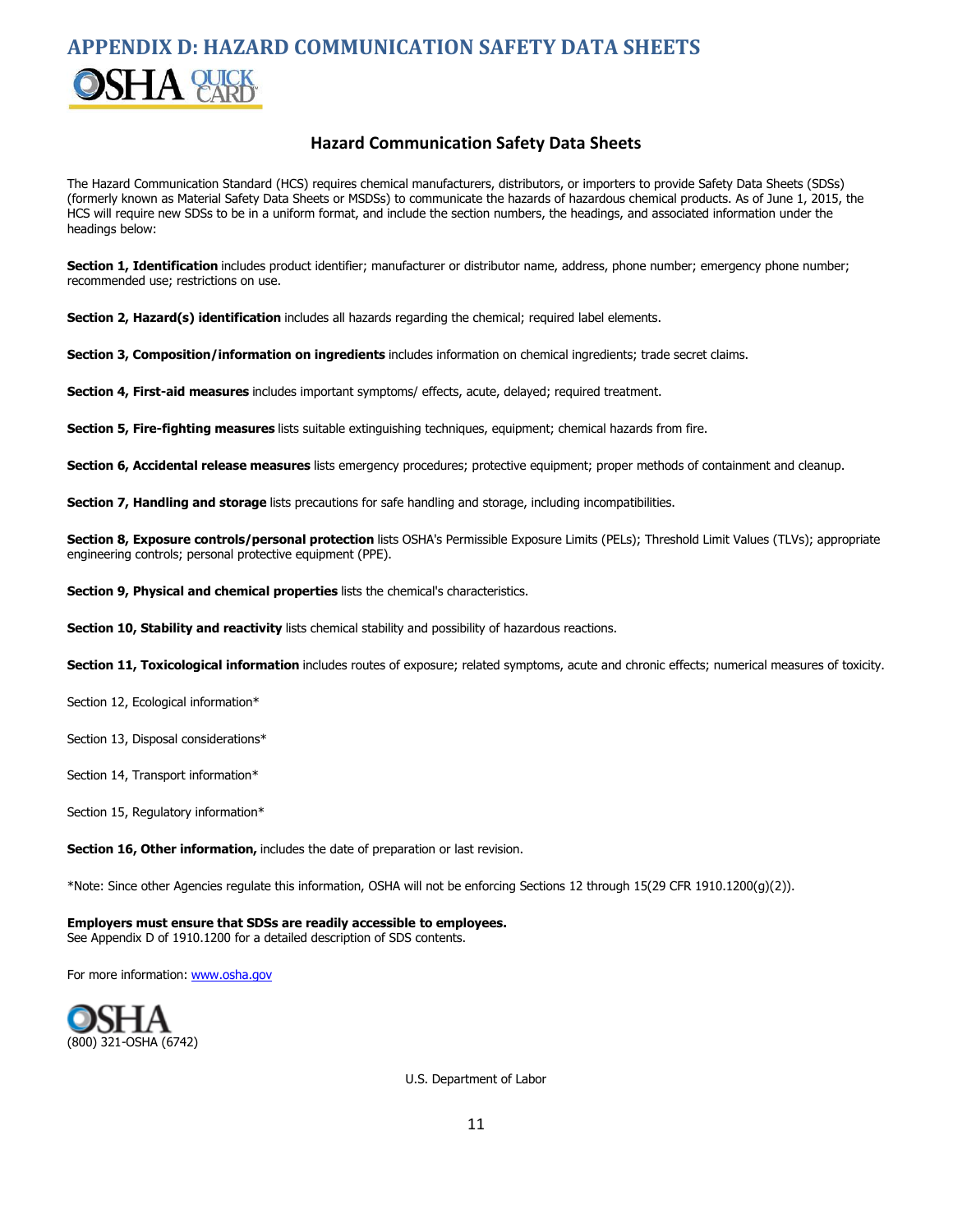# APPENDIX D: HAZARD COMMUNICATION SAFETY DATA SHEETS

OSHA QUICK CARD

## Hazard Communication Safety Data Sheets

The Hazard Communication Standard (HCS) requires chemical manufacturers, distributors, or importers to provide Safety Data Sheets (SDSs) (formerly known as Material Safety Data Sheets or MSDSs) to communicate the hazards of hazardous chemical products. As of June 1, 2015, the HCS will require new SDSs to be in a uniform format, and include the section numbers, the headings, and associated information under the headings below:

**Section 1, Identification** includes product identifier; manufacturer or distributor name, address, phone number; emergency phone number; recommended use; restrictions on use.

**Section 2, Hazard(s) identification** includes all hazards regarding the chemical; required label elements.

**Section 3, Composition/information on ingredients** includes information on chemical ingredients; trade secret claims.

**Section 4, First-aid measures** includes important symptoms/ effects, acute, delayed; required treatment.

**Section 5, Fire-fighting measures** lists suitable extinguishing techniques, equipment; chemical hazards from fire.

**Section 6, Accidental release measures** lists emergency procedures; protective equipment; proper methods of containment and cleanup.

**Section 7, Handling and storage** lists precautions for safe handling and storage, including incompatibilities.

**Section 8, Exposure controls/personal protection** lists OSHA's Permissible Exposure Limits (PELs); Threshold Limit Values (TLVs); appropriate engineering controls; personal protective equipment (PPE).

**Section 9, Physical and chemical properties** lists the chemical's characteristics.

**Section 10, Stability and reactivity** lists chemical stability and possibility of hazardous reactions.

**Section 11, Toxicological information** includes routes of exposure; related symptoms, acute and chronic effects; numerical measures of toxicity.

Section 12, Ecological information*

Section 13, Disposal considerations*

Section 14, Transport information*

Section 15, Regulatory information*

**Section 16, Other information,** includes the date of preparation or last revision.

*Note: Since other Agencies regulate this information, OSHA will not be enforcing Sections 12 through 15(29 CFR 1910.1200(g)(2)).

**Employers must ensure that SDSs are readily accessible to employees.**
See Appendix D of 1910.1200 for a detailed description of SDS contents.

For more information: [www.osha.gov](http://www.osha.gov)

OSHA
(800) 321-OSHA (6742)

U.S. Department of Labor